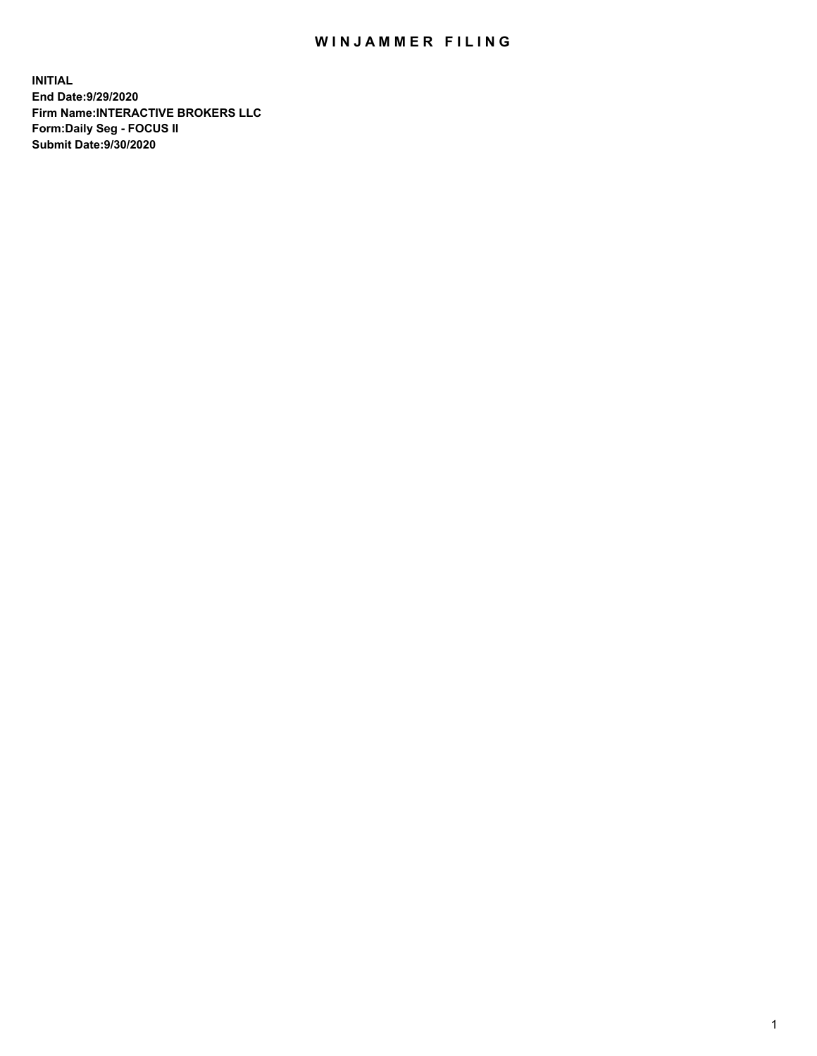# WINJAMMER FILING

**INITIAL**
**End Date:9/29/2020**
**Firm Name:INTERACTIVE BROKERS LLC**
**Form:Daily Seg - FOCUS II**
**Submit Date:9/30/2020**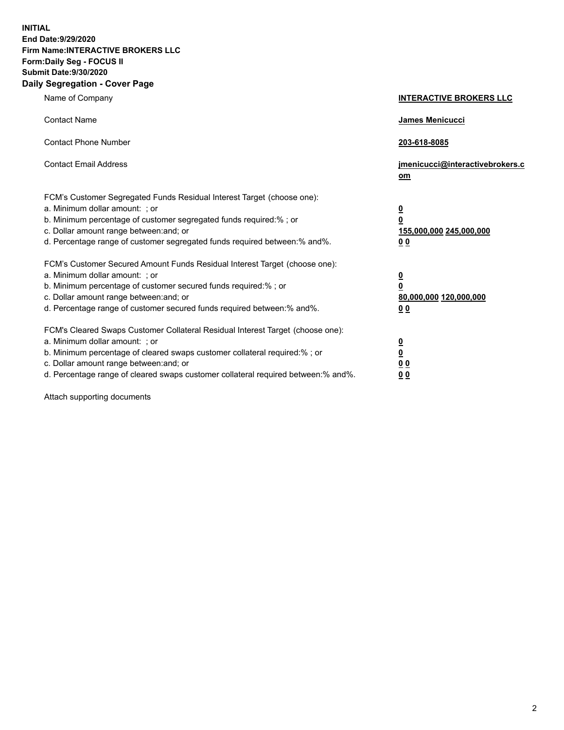**INITIAL**
**End Date:9/29/2020**
**Firm Name:INTERACTIVE BROKERS LLC**
**Form:Daily Seg - FOCUS II**
**Submit Date:9/30/2020**

## Daily Segregation - Cover Page

| | |
|---|---|
| Name of Company | **INTERACTIVE BROKERS LLC** |
| Contact Name | **James Menicucci** |
| Contact Phone Number | **203-618-8085** |
| Contact Email Address | **jmenicucci@interactivebrokers.com** |
| FCM's Customer Segregated Funds Residual Interest Target (choose one): | |
| a. Minimum dollar amount: ; or | **0** |
| b. Minimum percentage of customer segregated funds required:% ; or | **0** |
| c. Dollar amount range between:and; or | **155,000,000 245,000,000** |
| d. Percentage range of customer segregated funds required between:% and%. | **0 0** |
| FCM's Customer Secured Amount Funds Residual Interest Target (choose one): | |
| a. Minimum dollar amount: ; or | **0** |
| b. Minimum percentage of customer secured funds required:% ; or | **0** |
| c. Dollar amount range between:and; or | **80,000,000 120,000,000** |
| d. Percentage range of customer secured funds required between:% and%. | **0 0** |
| FCM's Cleared Swaps Customer Collateral Residual Interest Target (choose one): | |
| a. Minimum dollar amount: ; or | **0** |
| b. Minimum percentage of cleared swaps customer collateral required:% ; or | **0** |
| c. Dollar amount range between:and; or | **0 0** |
| d. Percentage range of cleared swaps customer collateral required between:% and%. | **0 0** |

Attach supporting documents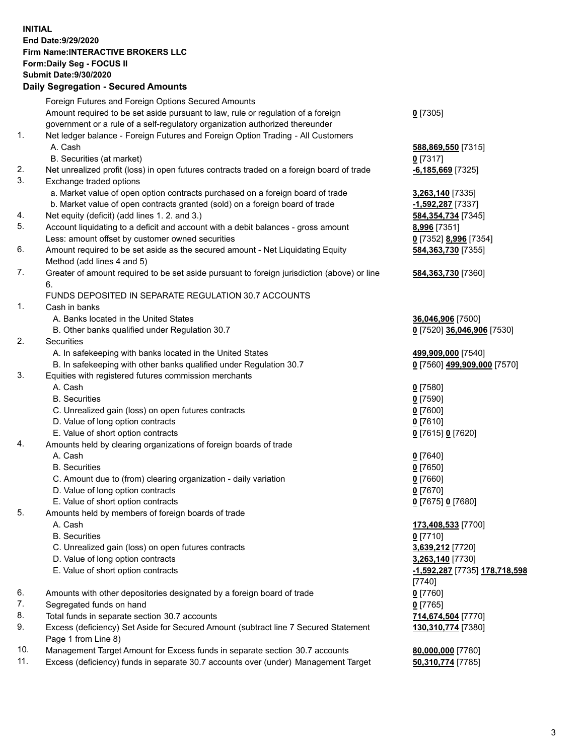**INITIAL**
**End Date:9/29/2020**
**Firm Name:INTERACTIVE BROKERS LLC**
**Form:Daily Seg - FOCUS II**
**Submit Date:9/30/2020**

## Daily Segregation - Secured Amounts

| | | |
|---|---|---|
| | Foreign Futures and Foreign Options Secured Amounts | |
| | Amount required to be set aside pursuant to law, rule or regulation of a foreign government or a rule of a self-regulatory organization authorized thereunder | **0** [7305] |
| 1. | Net ledger balance - Foreign Futures and Foreign Option Trading - All Customers | |
| | A. Cash | **588,869,550** [7315] |
| | B. Securities (at market) | **0** [7317] |
| 2. | Net unrealized profit (loss) in open futures contracts traded on a foreign board of trade | **-6,185,669** [7325] |
| 3. | Exchange traded options | |
| | a. Market value of open option contracts purchased on a foreign board of trade | **3,263,140** [7335] |
| | b. Market value of open contracts granted (sold) on a foreign board of trade | **-1,592,287** [7337] |
| 4. | Net equity (deficit) (add lines 1. 2. and 3.) | **584,354,734** [7345] |
| 5. | Account liquidating to a deficit and account with a debit balances - gross amount | **8,996** [7351] |
| | Less: amount offset by customer owned securities | **0** [7352] **8,996** [7354] |
| 6. | Amount required to be set aside as the secured amount - Net Liquidating Equity Method (add lines 4 and 5) | **584,363,730** [7355] |
| 7. | Greater of amount required to be set aside pursuant to foreign jurisdiction (above) or line 6. | **584,363,730** [7360] |
| | FUNDS DEPOSITED IN SEPARATE REGULATION 30.7 ACCOUNTS | |
| 1. | Cash in banks | |
| | A. Banks located in the United States | **36,046,906** [7500] |
| | B. Other banks qualified under Regulation 30.7 | **0** [7520] **36,046,906** [7530] |
| 2. | Securities | |
| | A. In safekeeping with banks located in the United States | **499,909,000** [7540] |
| | B. In safekeeping with other banks qualified under Regulation 30.7 | **0** [7560] **499,909,000** [7570] |
| 3. | Equities with registered futures commission merchants | |
| | A. Cash | **0** [7580] |
| | B. Securities | **0** [7590] |
| | C. Unrealized gain (loss) on open futures contracts | **0** [7600] |
| | D. Value of long option contracts | **0** [7610] |
| | E. Value of short option contracts | **0** [7615] **0** [7620] |
| 4. | Amounts held by clearing organizations of foreign boards of trade | |
| | A. Cash | **0** [7640] |
| | B. Securities | **0** [7650] |
| | C. Amount due to (from) clearing organization - daily variation | **0** [7660] |
| | D. Value of long option contracts | **0** [7670] |
| | E. Value of short option contracts | **0** [7675] **0** [7680] |
| 5. | Amounts held by members of foreign boards of trade | |
| | A. Cash | **173,408,533** [7700] |
| | B. Securities | **0** [7710] |
| | C. Unrealized gain (loss) on open futures contracts | **3,639,212** [7720] |
| | D. Value of long option contracts | **3,263,140** [7730] |
| | E. Value of short option contracts | **-1,592,287** [7735] **178,718,598** [7740] |
| 6. | Amounts with other depositories designated by a foreign board of trade | **0** [7760] |
| 7. | Segregated funds on hand | **0** [7765] |
| 8. | Total funds in separate section 30.7 accounts | **714,674,504** [7770] |
| 9. | Excess (deficiency) Set Aside for Secured Amount (subtract line 7 Secured Statement Page 1 from Line 8) | **130,310,774** [7380] |
| 10. | Management Target Amount for Excess funds in separate section 30.7 accounts | **80,000,000** [7780] |
| 11. | Excess (deficiency) funds in separate 30.7 accounts over (under) Management Target | **50,310,774** [7785] |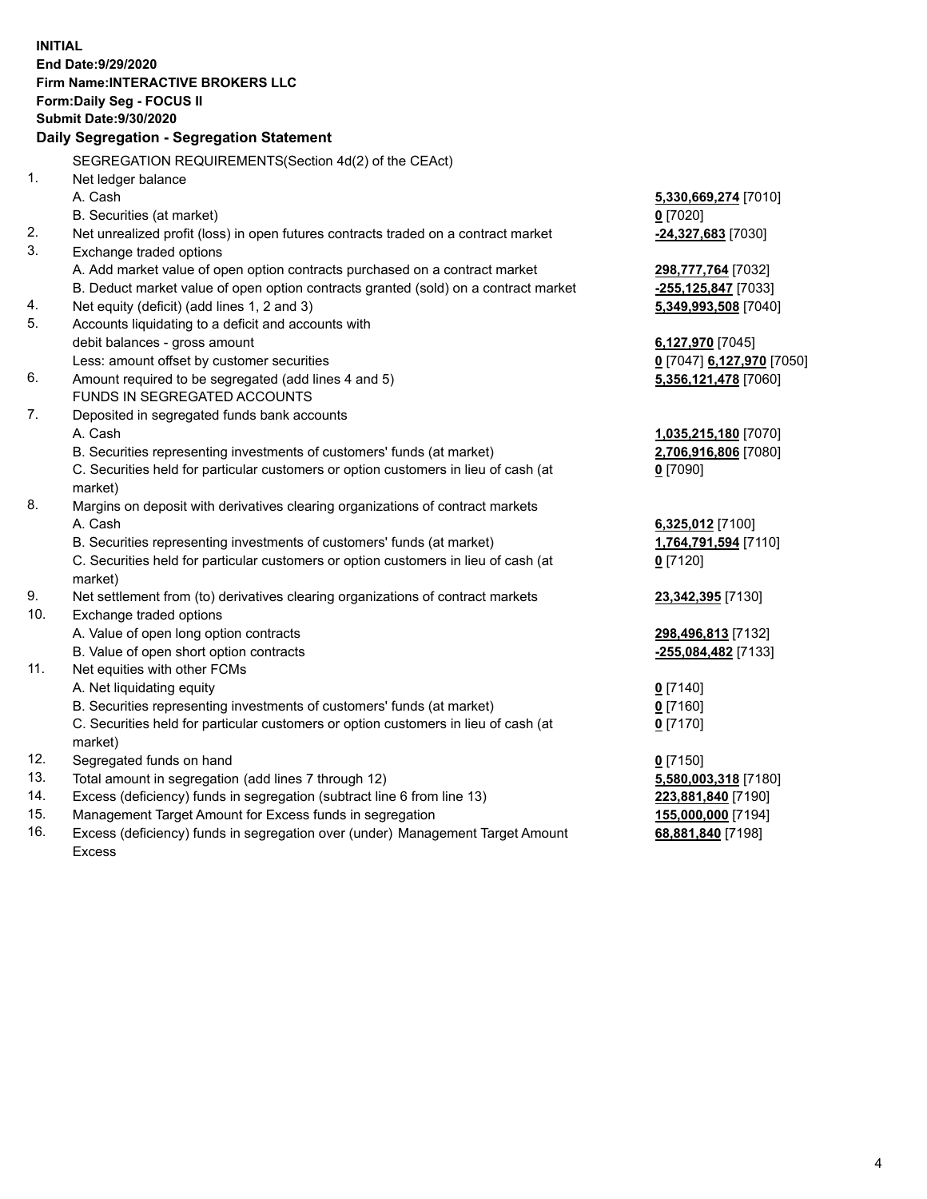**INITIAL**
**End Date:9/29/2020**
**Firm Name:INTERACTIVE BROKERS LLC**
**Form:Daily Seg - FOCUS II**
**Submit Date:9/30/2020**

**Daily Segregation - Segregation Statement**

| | | |
|---|---|---|
| | SEGREGATION REQUIREMENTS(Section 4d(2) of the CEAct) | |
| 1. | Net ledger balance | |
| | A. Cash | **5,330,669,274** [7010] |
| | B. Securities (at market) | **0** [7020] |
| 2. | Net unrealized profit (loss) in open futures contracts traded on a contract market | **-24,327,683** [7030] |
| 3. | Exchange traded options | |
| | A. Add market value of open option contracts purchased on a contract market | **298,777,764** [7032] |
| | B. Deduct market value of open option contracts granted (sold) on a contract market | **-255,125,847** [7033] |
| 4. | Net equity (deficit) (add lines 1, 2 and 3) | **5,349,993,508** [7040] |
| 5. | Accounts liquidating to a deficit and accounts with | |
| | debit balances - gross amount | **6,127,970** [7045] |
| | Less: amount offset by customer securities | **0** [7047] **6,127,970** [7050] |
| 6. | Amount required to be segregated (add lines 4 and 5) | **5,356,121,478** [7060] |
| | FUNDS IN SEGREGATED ACCOUNTS | |
| 7. | Deposited in segregated funds bank accounts | |
| | A. Cash | **1,035,215,180** [7070] |
| | B. Securities representing investments of customers' funds (at market) | **2,706,916,806** [7080] |
| | C. Securities held for particular customers or option customers in lieu of cash (at market) | **0** [7090] |
| 8. | Margins on deposit with derivatives clearing organizations of contract markets | |
| | A. Cash | **6,325,012** [7100] |
| | B. Securities representing investments of customers' funds (at market) | **1,764,791,594** [7110] |
| | C. Securities held for particular customers or option customers in lieu of cash (at market) | **0** [7120] |
| 9. | Net settlement from (to) derivatives clearing organizations of contract markets | **23,342,395** [7130] |
| 10. | Exchange traded options | |
| | A. Value of open long option contracts | **298,496,813** [7132] |
| | B. Value of open short option contracts | **-255,084,482** [7133] |
| 11. | Net equities with other FCMs | |
| | A. Net liquidating equity | **0** [7140] |
| | B. Securities representing investments of customers' funds (at market) | **0** [7160] |
| | C. Securities held for particular customers or option customers in lieu of cash (at market) | **0** [7170] |
| 12. | Segregated funds on hand | **0** [7150] |
| 13. | Total amount in segregation (add lines 7 through 12) | **5,580,003,318** [7180] |
| 14. | Excess (deficiency) funds in segregation (subtract line 6 from line 13) | **223,881,840** [7190] |
| 15. | Management Target Amount for Excess funds in segregation | **155,000,000** [7194] |
| 16. | Excess (deficiency) funds in segregation over (under) Management Target Amount Excess | **68,881,840** [7198] |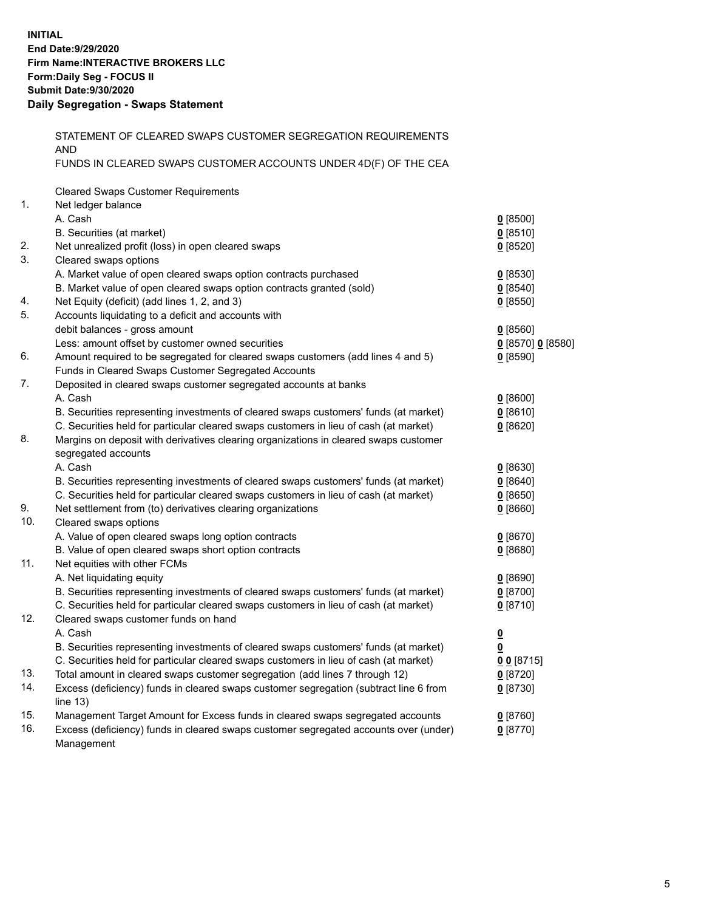**INITIAL**
**End Date:9/29/2020**
**Firm Name:INTERACTIVE BROKERS LLC**
**Form:Daily Seg - FOCUS II**
**Submit Date:9/30/2020**
**Daily Segregation - Swaps Statement**

STATEMENT OF CLEARED SWAPS CUSTOMER SEGREGATION REQUIREMENTS AND FUNDS IN CLEARED SWAPS CUSTOMER ACCOUNTS UNDER 4D(F) OF THE CEA

| | | |
|---|---|---|
| | Cleared Swaps Customer Requirements | |
| 1. | Net ledger balance | |
| | A. Cash | 0 [8500] |
| | B. Securities (at market) | 0 [8510] |
| 2. | Net unrealized profit (loss) in open cleared swaps | 0 [8520] |
| 3. | Cleared swaps options | |
| | A. Market value of open cleared swaps option contracts purchased | 0 [8530] |
| | B. Market value of open cleared swaps option contracts granted (sold) | 0 [8540] |
| 4. | Net Equity (deficit) (add lines 1, 2, and 3) | 0 [8550] |
| 5. | Accounts liquidating to a deficit and accounts with debit balances - gross amount | 0 [8560] |
| | Less: amount offset by customer owned securities | 0 [8570] 0 [8580] |
| 6. | Amount required to be segregated for cleared swaps customers (add lines 4 and 5) | 0 [8590] |
| | Funds in Cleared Swaps Customer Segregated Accounts | |
| 7. | Deposited in cleared swaps customer segregated accounts at banks | |
| | A. Cash | 0 [8600] |
| | B. Securities representing investments of cleared swaps customers' funds (at market) | 0 [8610] |
| | C. Securities held for particular cleared swaps customers in lieu of cash (at market) | 0 [8620] |
| 8. | Margins on deposit with derivatives clearing organizations in cleared swaps customer segregated accounts | |
| | A. Cash | 0 [8630] |
| | B. Securities representing investments of cleared swaps customers' funds (at market) | 0 [8640] |
| | C. Securities held for particular cleared swaps customers in lieu of cash (at market) | 0 [8650] |
| 9. | Net settlement from (to) derivatives clearing organizations | 0 [8660] |
| 10. | Cleared swaps options | |
| | A. Value of open cleared swaps long option contracts | 0 [8670] |
| | B. Value of open cleared swaps short option contracts | 0 [8680] |
| 11. | Net equities with other FCMs | |
| | A. Net liquidating equity | 0 [8690] |
| | B. Securities representing investments of cleared swaps customers' funds (at market) | 0 [8700] |
| | C. Securities held for particular cleared swaps customers in lieu of cash (at market) | 0 [8710] |
| 12. | Cleared swaps customer funds on hand | |
| | A. Cash | 0 |
| | B. Securities representing investments of cleared swaps customers' funds (at market) | 0 |
| | C. Securities held for particular cleared swaps customers in lieu of cash (at market) | 0 0 [8715] |
| 13. | Total amount in cleared swaps customer segregation (add lines 7 through 12) | 0 [8720] |
| 14. | Excess (deficiency) funds in cleared swaps customer segregation (subtract line 6 from line 13) | 0 [8730] |
| 15. | Management Target Amount for Excess funds in cleared swaps segregated accounts | 0 [8760] |
| 16. | Excess (deficiency) funds in cleared swaps customer segregated accounts over (under) Management | 0 [8770] |